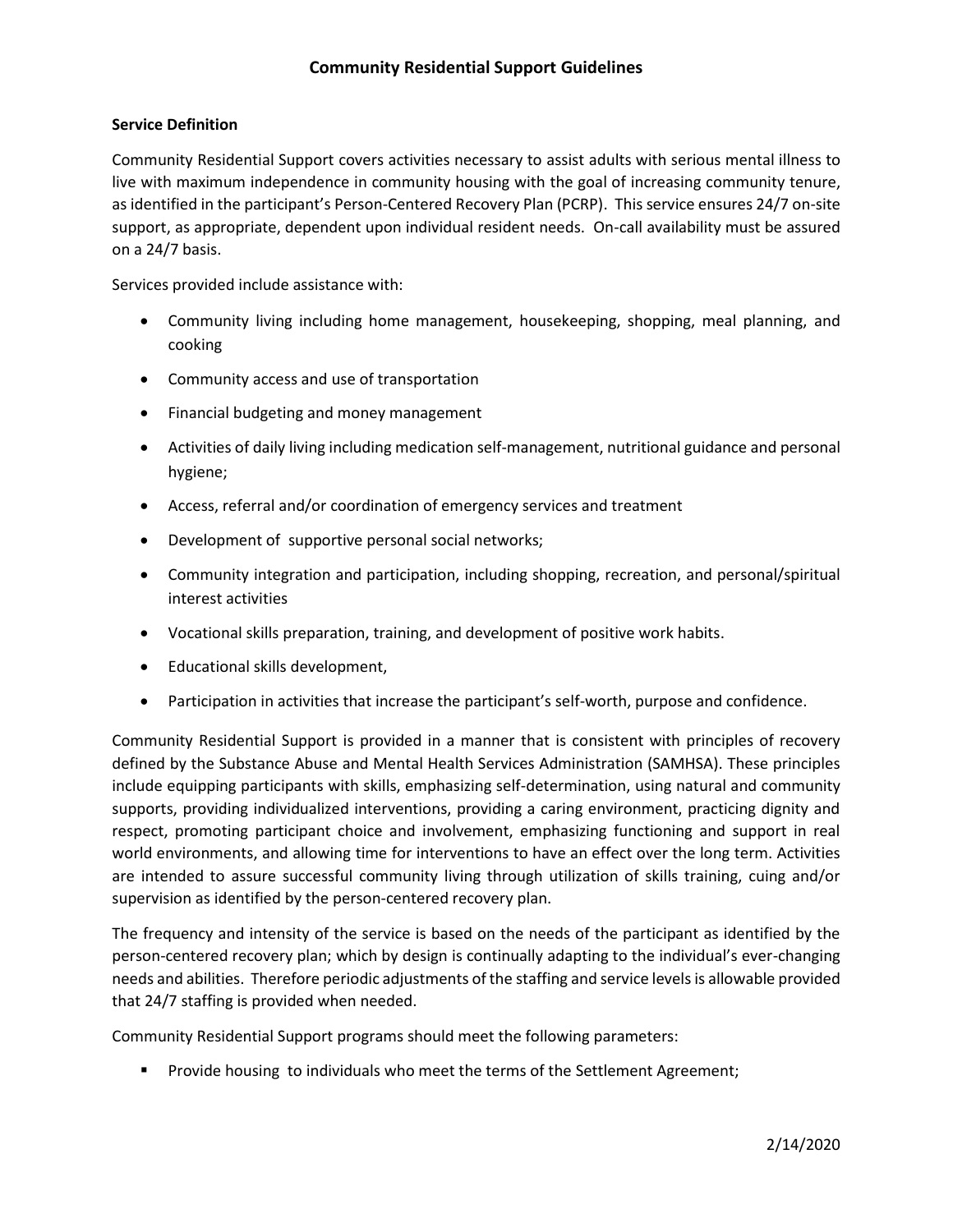# Community Residential Support Guidelines

**Service Definition**

Community Residential Support covers activities necessary to assist adults with serious mental illness to live with maximum independence in community housing with the goal of increasing community tenure, as identified in the participant's Person-Centered Recovery Plan (PCRP). This service ensures 24/7 on-site support, as appropriate, dependent upon individual resident needs. On-call availability must be assured on a 24/7 basis.

Services provided include assistance with:

- Community living including home management, housekeeping, shopping, meal planning, and cooking
- Community access and use of transportation
- Financial budgeting and money management
- Activities of daily living including medication self-management, nutritional guidance and personal hygiene;
- Access, referral and/or coordination of emergency services and treatment
- Development of supportive personal social networks;
- Community integration and participation, including shopping, recreation, and personal/spiritual interest activities
- Vocational skills preparation, training, and development of positive work habits.
- Educational skills development,
- Participation in activities that increase the participant's self-worth, purpose and confidence.

Community Residential Support is provided in a manner that is consistent with principles of recovery defined by the Substance Abuse and Mental Health Services Administration (SAMHSA). These principles include equipping participants with skills, emphasizing self-determination, using natural and community supports, providing individualized interventions, providing a caring environment, practicing dignity and respect, promoting participant choice and involvement, emphasizing functioning and support in real world environments, and allowing time for interventions to have an effect over the long term. Activities are intended to assure successful community living through utilization of skills training, cuing and/or supervision as identified by the person-centered recovery plan.

The frequency and intensity of the service is based on the needs of the participant as identified by the person-centered recovery plan; which by design is continually adapting to the individual's ever-changing needs and abilities. Therefore periodic adjustments of the staffing and service levels is allowable provided that 24/7 staffing is provided when needed.

Community Residential Support programs should meet the following parameters:

- Provide housing to individuals who meet the terms of the Settlement Agreement;

2/14/2020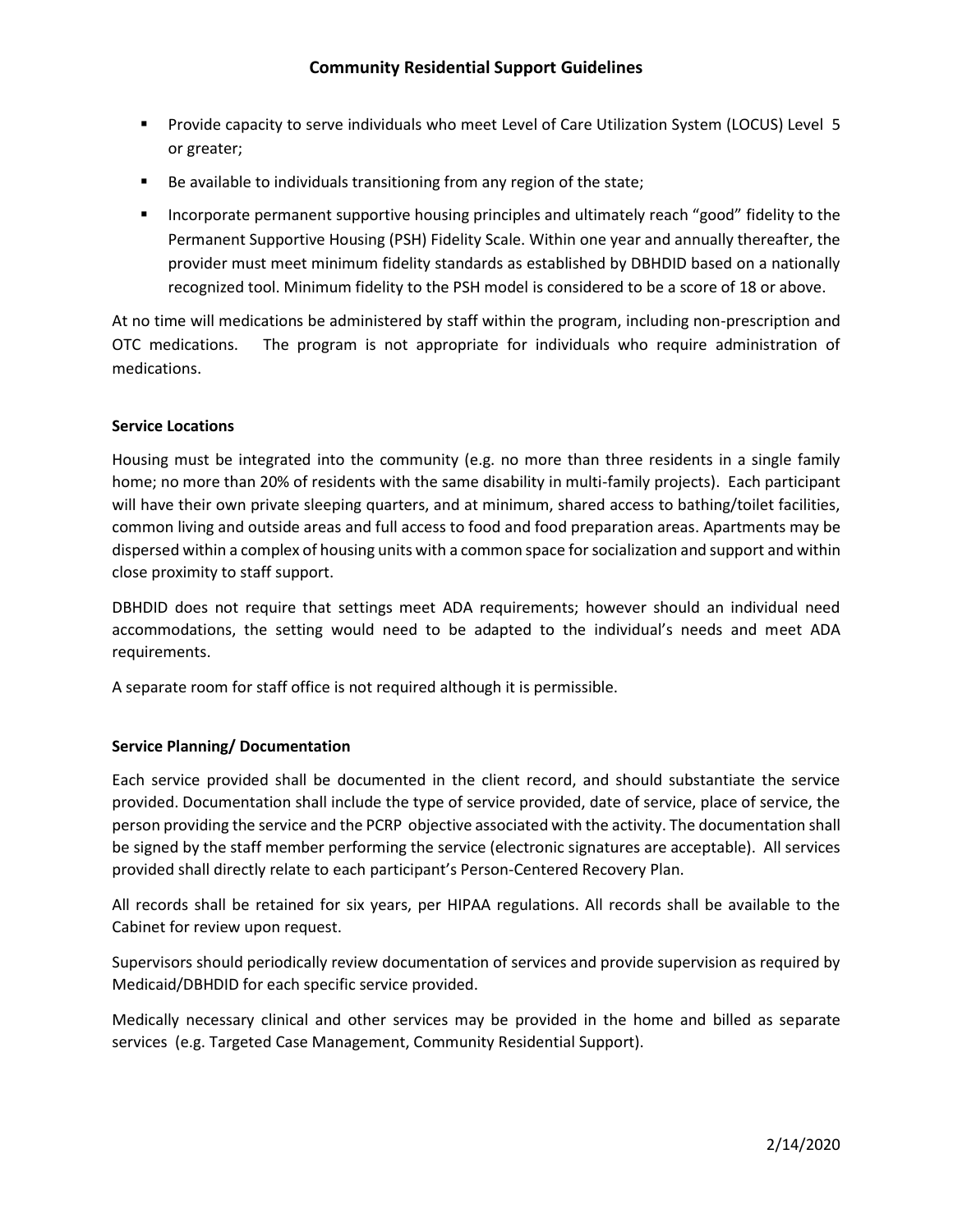- Provide capacity to serve individuals who meet Level of Care Utilization System (LOCUS) Level 5 or greater;
- Be available to individuals transitioning from any region of the state;
- Incorporate permanent supportive housing principles and ultimately reach "good" fidelity to the Permanent Supportive Housing (PSH) Fidelity Scale. Within one year and annually thereafter, the provider must meet minimum fidelity standards as established by DBHDID based on a nationally recognized tool. Minimum fidelity to the PSH model is considered to be a score of 18 or above.

At no time will medications be administered by staff within the program, including non-prescription and OTC medications. The program is not appropriate for individuals who require administration of medications.

**Service Locations**

Housing must be integrated into the community (e.g. no more than three residents in a single family home; no more than 20% of residents with the same disability in multi-family projects). Each participant will have their own private sleeping quarters, and at minimum, shared access to bathing/toilet facilities, common living and outside areas and full access to food and food preparation areas. Apartments may be dispersed within a complex of housing units with a common space for socialization and support and within close proximity to staff support.

DBHDID does not require that settings meet ADA requirements; however should an individual need accommodations, the setting would need to be adapted to the individual's needs and meet ADA requirements.

A separate room for staff office is not required although it is permissible.

**Service Planning/ Documentation**

Each service provided shall be documented in the client record, and should substantiate the service provided. Documentation shall include the type of service provided, date of service, place of service, the person providing the service and the PCRP objective associated with the activity. The documentation shall be signed by the staff member performing the service (electronic signatures are acceptable). All services provided shall directly relate to each participant's Person-Centered Recovery Plan.

All records shall be retained for six years, per HIPAA regulations. All records shall be available to the Cabinet for review upon request.

Supervisors should periodically review documentation of services and provide supervision as required by Medicaid/DBHDID for each specific service provided.

Medically necessary clinical and other services may be provided in the home and billed as separate services (e.g. Targeted Case Management, Community Residential Support).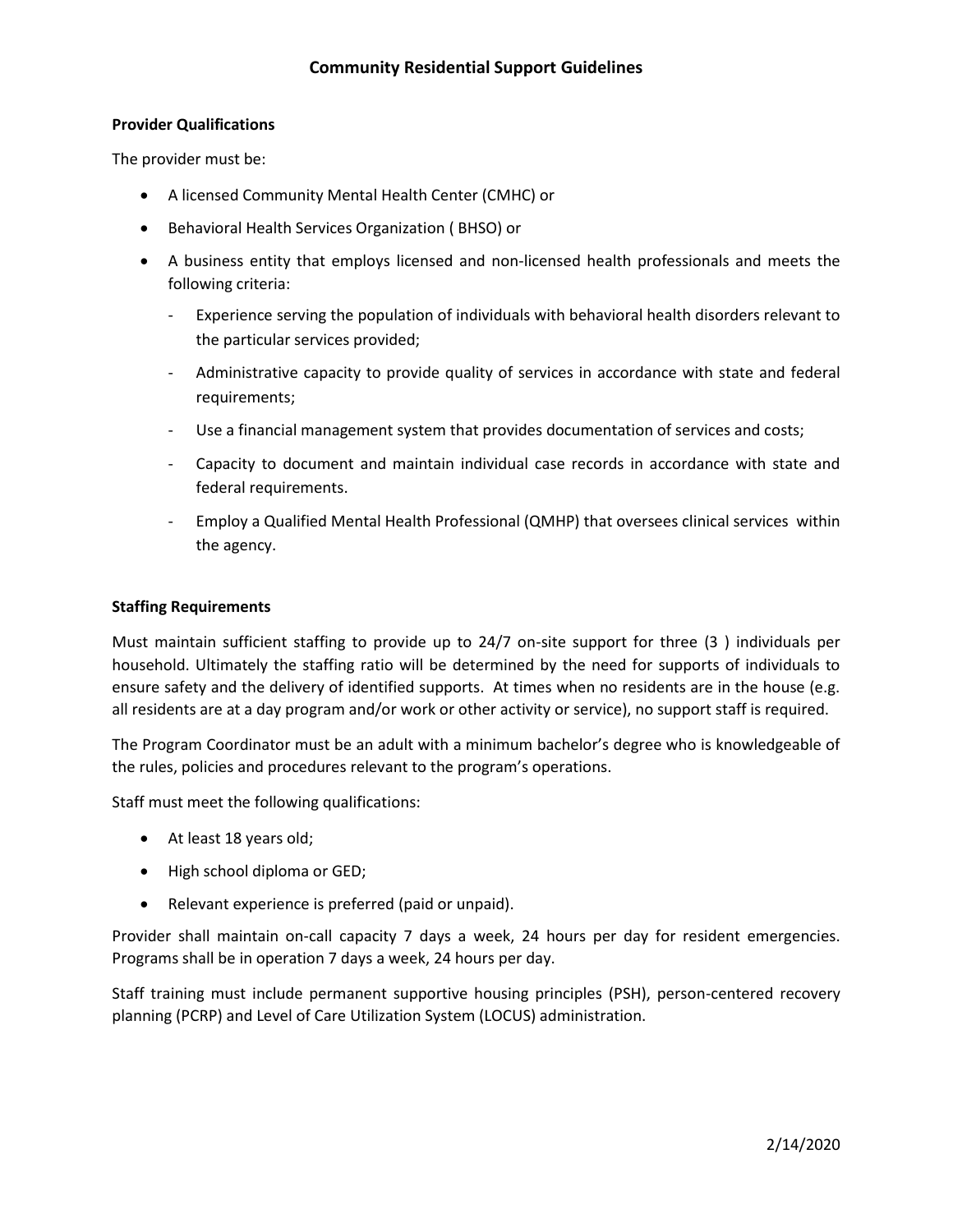## Community Residential Support Guidelines

**Provider Qualifications**

The provider must be:

- A licensed Community Mental Health Center (CMHC) or
- Behavioral Health Services Organization ( BHSO) or
- A business entity that employs licensed and non-licensed health professionals and meets the following criteria:
  - Experience serving the population of individuals with behavioral health disorders relevant to the particular services provided;
  - Administrative capacity to provide quality of services in accordance with state and federal requirements;
  - Use a financial management system that provides documentation of services and costs;
  - Capacity to document and maintain individual case records in accordance with state and federal requirements.
  - Employ a Qualified Mental Health Professional (QMHP) that oversees clinical services within the agency.

**Staffing Requirements**

Must maintain sufficient staffing to provide up to 24/7 on-site support for three (3 ) individuals per household. Ultimately the staffing ratio will be determined by the need for supports of individuals to ensure safety and the delivery of identified supports. At times when no residents are in the house (e.g. all residents are at a day program and/or work or other activity or service), no support staff is required.

The Program Coordinator must be an adult with a minimum bachelor's degree who is knowledgeable of the rules, policies and procedures relevant to the program's operations.

Staff must meet the following qualifications:

- At least 18 years old;
- High school diploma or GED;
- Relevant experience is preferred (paid or unpaid).

Provider shall maintain on-call capacity 7 days a week, 24 hours per day for resident emergencies. Programs shall be in operation 7 days a week, 24 hours per day.

Staff training must include permanent supportive housing principles (PSH), person-centered recovery planning (PCRP) and Level of Care Utilization System (LOCUS) administration.

2/14/2020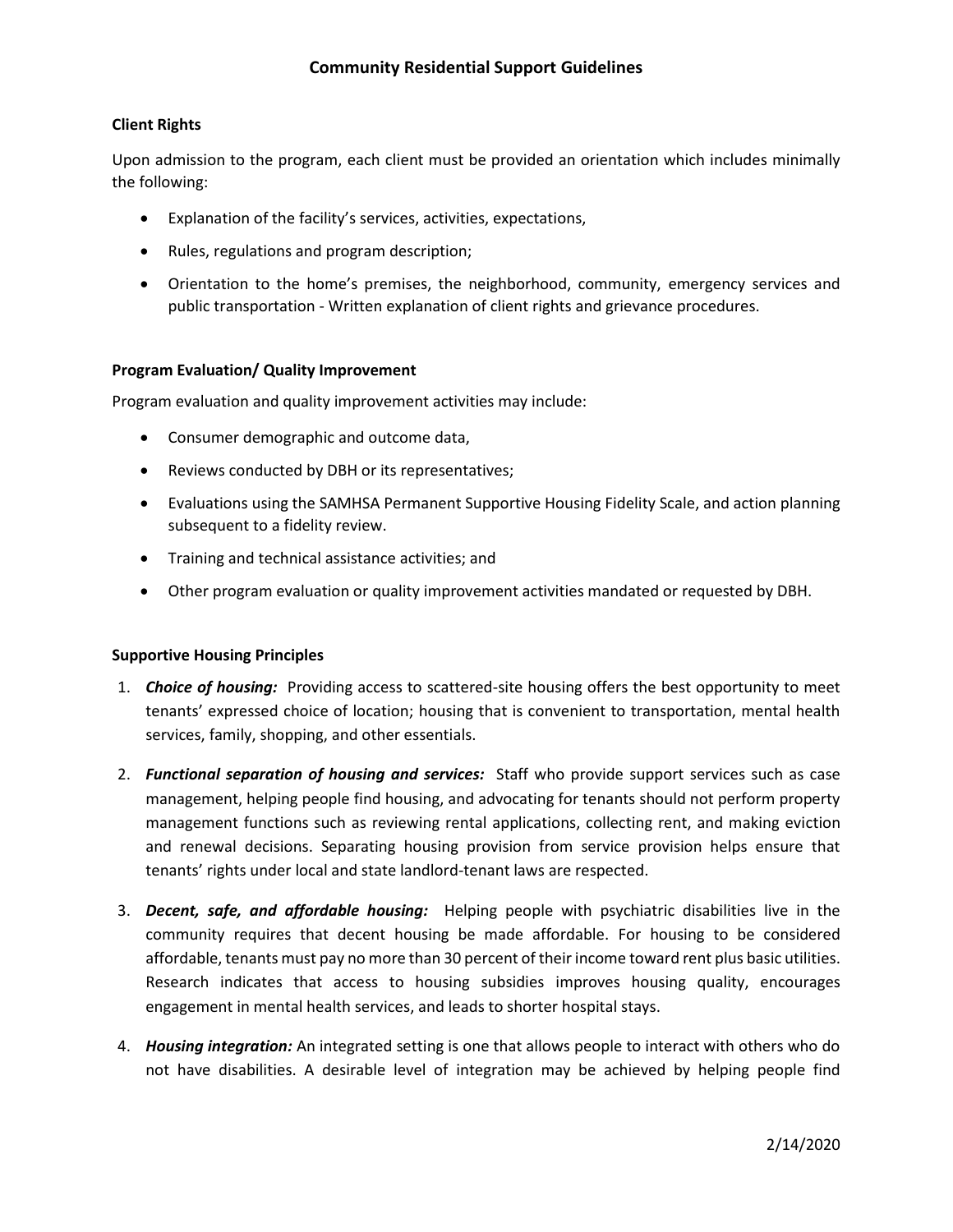# Community Residential Support Guidelines

### Client Rights

Upon admission to the program, each client must be provided an orientation which includes minimally the following:

- Explanation of the facility's services, activities, expectations,
- Rules, regulations and program description;
- Orientation to the home's premises, the neighborhood, community, emergency services and public transportation - Written explanation of client rights and grievance procedures.

### Program Evaluation/ Quality Improvement

Program evaluation and quality improvement activities may include:

- Consumer demographic and outcome data,
- Reviews conducted by DBH or its representatives;
- Evaluations using the SAMHSA Permanent Supportive Housing Fidelity Scale, and action planning subsequent to a fidelity review.
- Training and technical assistance activities; and
- Other program evaluation or quality improvement activities mandated or requested by DBH.

### Supportive Housing Principles

1. ***Choice of housing:*** Providing access to scattered-site housing offers the best opportunity to meet tenants' expressed choice of location; housing that is convenient to transportation, mental health services, family, shopping, and other essentials.
2. ***Functional separation of housing and services:*** Staff who provide support services such as case management, helping people find housing, and advocating for tenants should not perform property management functions such as reviewing rental applications, collecting rent, and making eviction and renewal decisions. Separating housing provision from service provision helps ensure that tenants' rights under local and state landlord-tenant laws are respected.
3. ***Decent, safe, and affordable housing:*** Helping people with psychiatric disabilities live in the community requires that decent housing be made affordable. For housing to be considered affordable, tenants must pay no more than 30 percent of their income toward rent plus basic utilities. Research indicates that access to housing subsidies improves housing quality, encourages engagement in mental health services, and leads to shorter hospital stays.
4. ***Housing integration:*** An integrated setting is one that allows people to interact with others who do not have disabilities. A desirable level of integration may be achieved by helping people find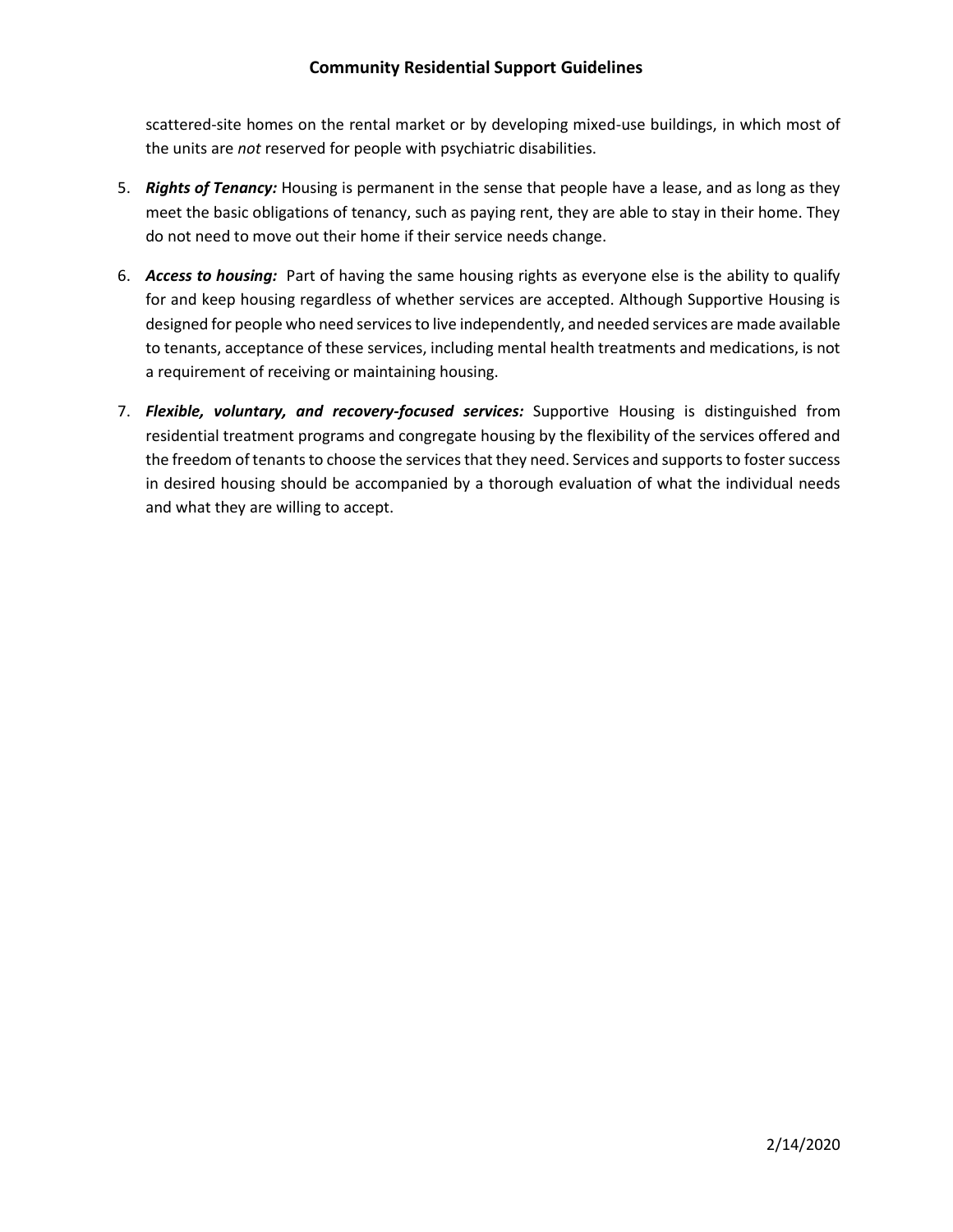scattered-site homes on the rental market or by developing mixed-use buildings, in which most of the units are *not* reserved for people with psychiatric disabilities.

5. ***Rights of Tenancy:*** Housing is permanent in the sense that people have a lease, and as long as they meet the basic obligations of tenancy, such as paying rent, they are able to stay in their home. They do not need to move out their home if their service needs change.

6. ***Access to housing:*** Part of having the same housing rights as everyone else is the ability to qualify for and keep housing regardless of whether services are accepted. Although Supportive Housing is designed for people who need services to live independently, and needed services are made available to tenants, acceptance of these services, including mental health treatments and medications, is not a requirement of receiving or maintaining housing.

7. ***Flexible, voluntary, and recovery-focused services:*** Supportive Housing is distinguished from residential treatment programs and congregate housing by the flexibility of the services offered and the freedom of tenants to choose the services that they need. Services and supports to foster success in desired housing should be accompanied by a thorough evaluation of what the individual needs and what they are willing to accept.